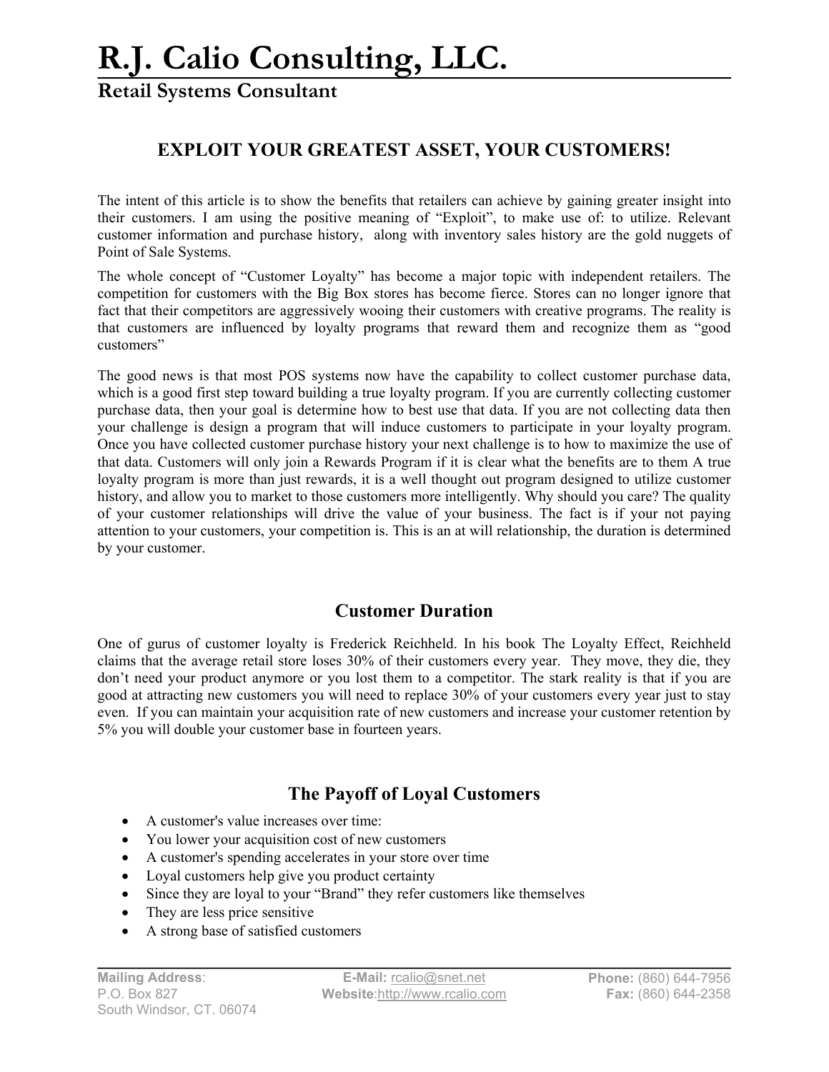# R.J. Calio Consulting, LLC.

## Retail Systems Consultant

### EXPLOIT YOUR GREATEST ASSET, YOUR CUSTOMERS!

The intent of this article is to show the benefits that retailers can achieve by gaining greater insight into their customers. I am using the positive meaning of "Exploit", to make use of: to utilize. Relevant customer information and purchase history, along with inventory sales history are the gold nuggets of Point of Sale Systems.

The whole concept of "Customer Loyalty" has become a major topic with independent retailers. The competition for customers with the Big Box stores has become fierce. Stores can no longer ignore that fact that their competitors are aggressively wooing their customers with creative programs. The reality is that customers are influenced by loyalty programs that reward them and recognize them as "good customers"

The good news is that most POS systems now have the capability to collect customer purchase data, which is a good first step toward building a true loyalty program. If you are currently collecting customer purchase data, then your goal is determine how to best use that data. If you are not collecting data then your challenge is design a program that will induce customers to participate in your loyalty program. Once you have collected customer purchase history your next challenge is to how to maximize the use of that data. Customers will only join a Rewards Program if it is clear what the benefits are to them A true loyalty program is more than just rewards, it is a well thought out program designed to utilize customer history, and allow you to market to those customers more intelligently. Why should you care? The quality of your customer relationships will drive the value of your business. The fact is if your not paying attention to your customers, your competition is. This is an at will relationship, the duration is determined by your customer.

### Customer Duration

One of gurus of customer loyalty is Frederick Reichheld. In his book The Loyalty Effect, Reichheld claims that the average retail store loses 30% of their customers every year. They move, they die, they don't need your product anymore or you lost them to a competitor. The stark reality is that if you are good at attracting new customers you will need to replace 30% of your customers every year just to stay even. If you can maintain your acquisition rate of new customers and increase your customer retention by 5% you will double your customer base in fourteen years.

### The Payoff of Loyal Customers

- A customer's value increases over time:
- You lower your acquisition cost of new customers
- A customer's spending accelerates in your store over time
- Loyal customers help give you product certainty
- Since they are loyal to your "Brand" they refer customers like themselves
- They are less price sensitive
- A strong base of satisfied customers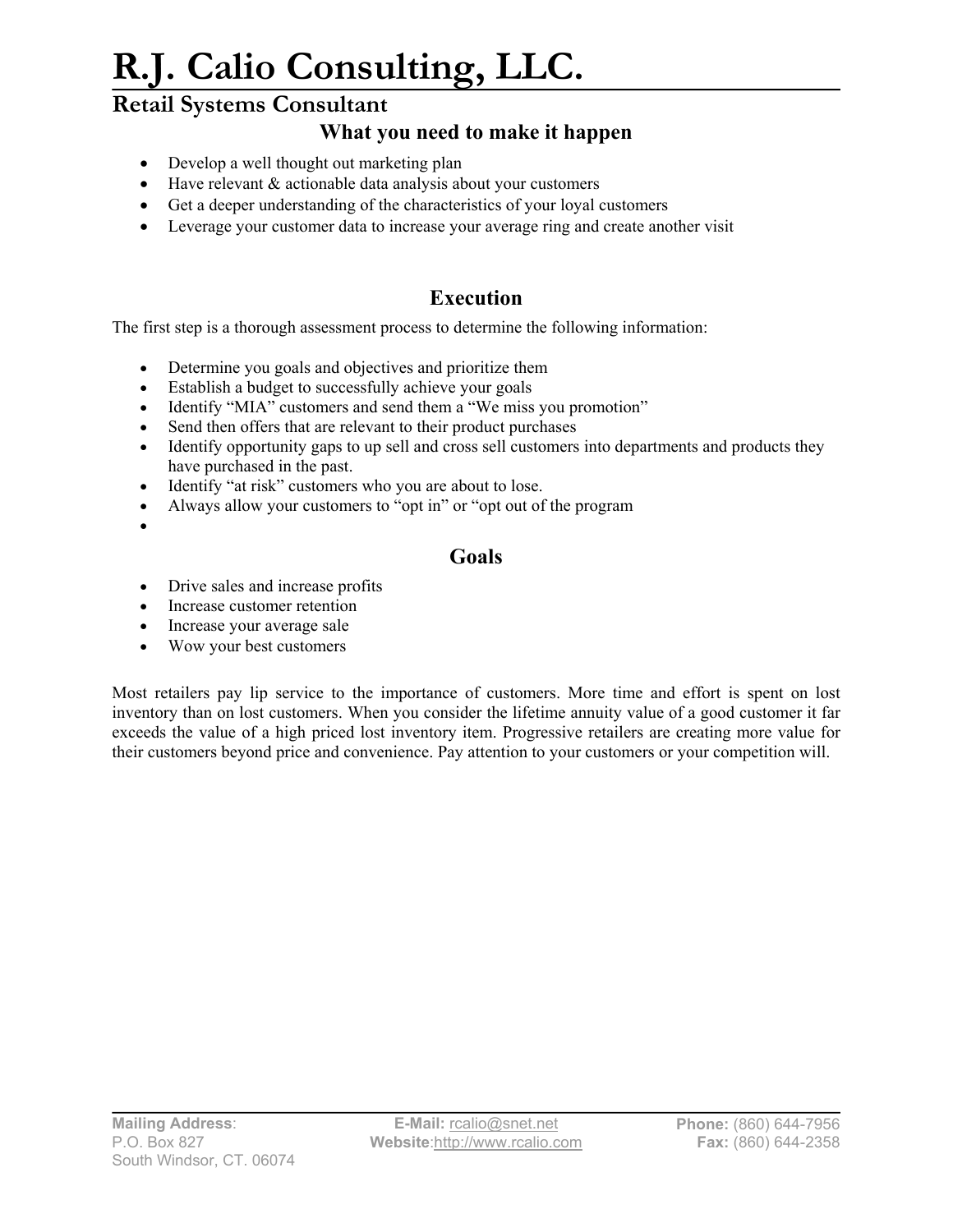# R.J. Calio Consulting, LLC.

## Retail Systems Consultant

### What you need to make it happen

- Develop a well thought out marketing plan
- Have relevant & actionable data analysis about your customers
- Get a deeper understanding of the characteristics of your loyal customers
- Leverage your customer data to increase your average ring and create another visit

### Execution

The first step is a thorough assessment process to determine the following information:

- Determine you goals and objectives and prioritize them
- Establish a budget to successfully achieve your goals
- Identify "MIA" customers and send them a "We miss you promotion"
- Send then offers that are relevant to their product purchases
- Identify opportunity gaps to up sell and cross sell customers into departments and products they have purchased in the past.
- Identify "at risk" customers who you are about to lose.
- Always allow your customers to "opt in" or "opt out of the program

### Goals

- Drive sales and increase profits
- Increase customer retention
- Increase your average sale
- Wow your best customers

Most retailers pay lip service to the importance of customers. More time and effort is spent on lost inventory than on lost customers. When you consider the lifetime annuity value of a good customer it far exceeds the value of a high priced lost inventory item. Progressive retailers are creating more value for their customers beyond price and convenience. Pay attention to your customers or your competition will.